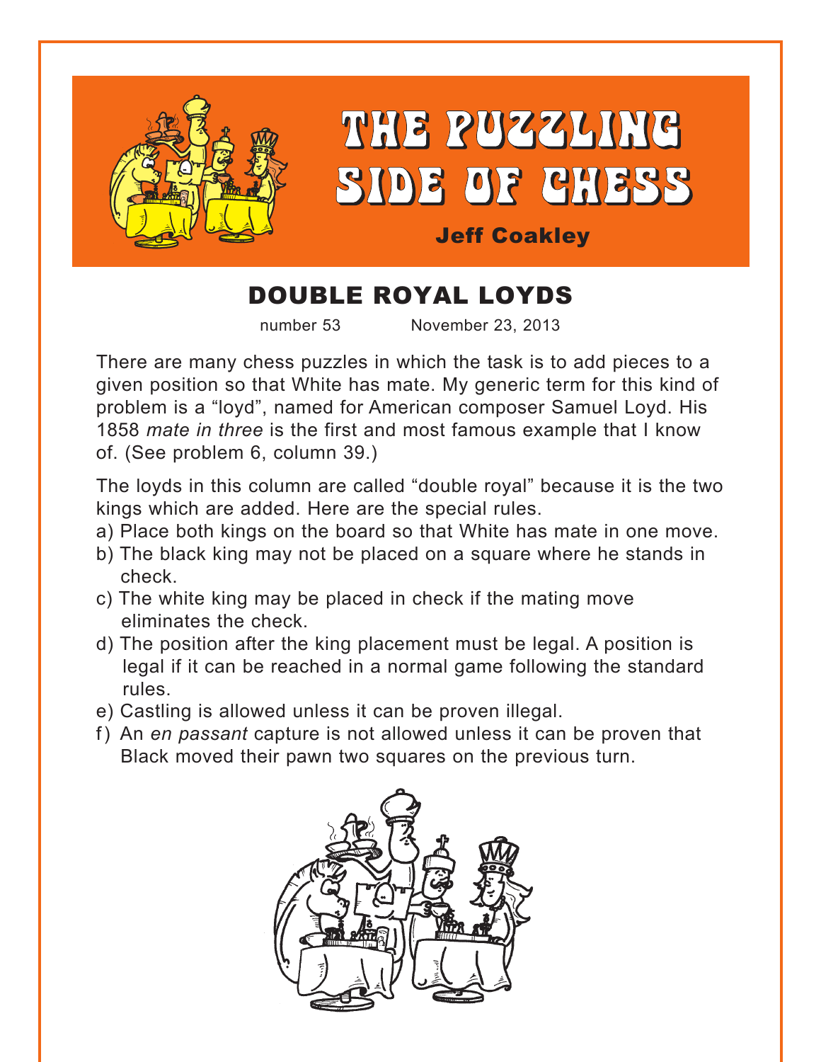# THE PUZZLING SIDE OF CHESS

Jeff Coakley

## DOUBLE ROYAL LOYDS

number 53　　　November 23, 2013

There are many chess puzzles in which the task is to add pieces to a given position so that White has mate. My generic term for this kind of problem is a "loyd", named for American composer Samuel Loyd. His 1858 *mate in three* is the first and most famous example that I know of. (See problem 6, column 39.)

The loyds in this column are called "double royal" because it is the two kings which are added. Here are the special rules.

a) Place both kings on the board so that White has mate in one move.
b) The black king may not be placed on a square where he stands in check.
c) The white king may be placed in check if the mating move eliminates the check.
d) The position after the king placement must be legal. A position is legal if it can be reached in a normal game following the standard rules.
e) Castling is allowed unless it can be proven illegal.
f) An *en passant* capture is not allowed unless it can be proven that Black moved their pawn two squares on the previous turn.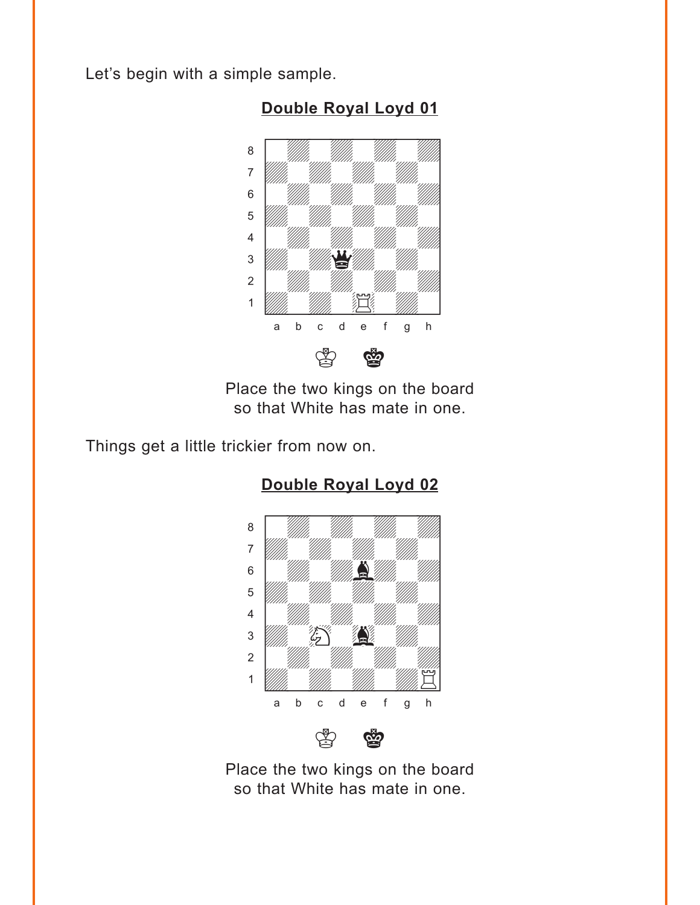Let's begin with a simple sample.

**Double Royal Loyd 01**

Place the two kings on the board
so that White has mate in one.

Things get a little trickier from now on.

**Double Royal Loyd 02**

Place the two kings on the board
so that White has mate in one.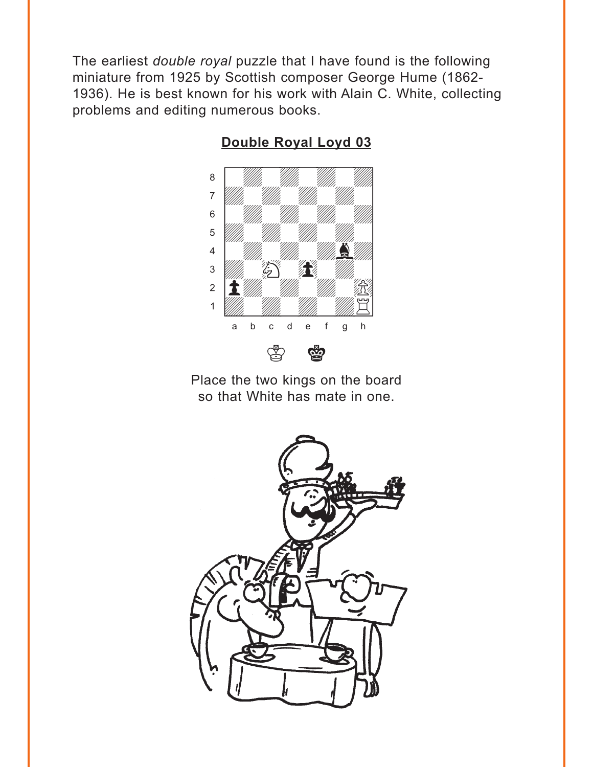The earliest *double royal* puzzle that I have found is the following miniature from 1925 by Scottish composer George Hume (1862-1936). He is best known for his work with Alain C. White, collecting problems and editing numerous books.

**Double Royal Loyd 03**

Place the two kings on the board so that White has mate in one.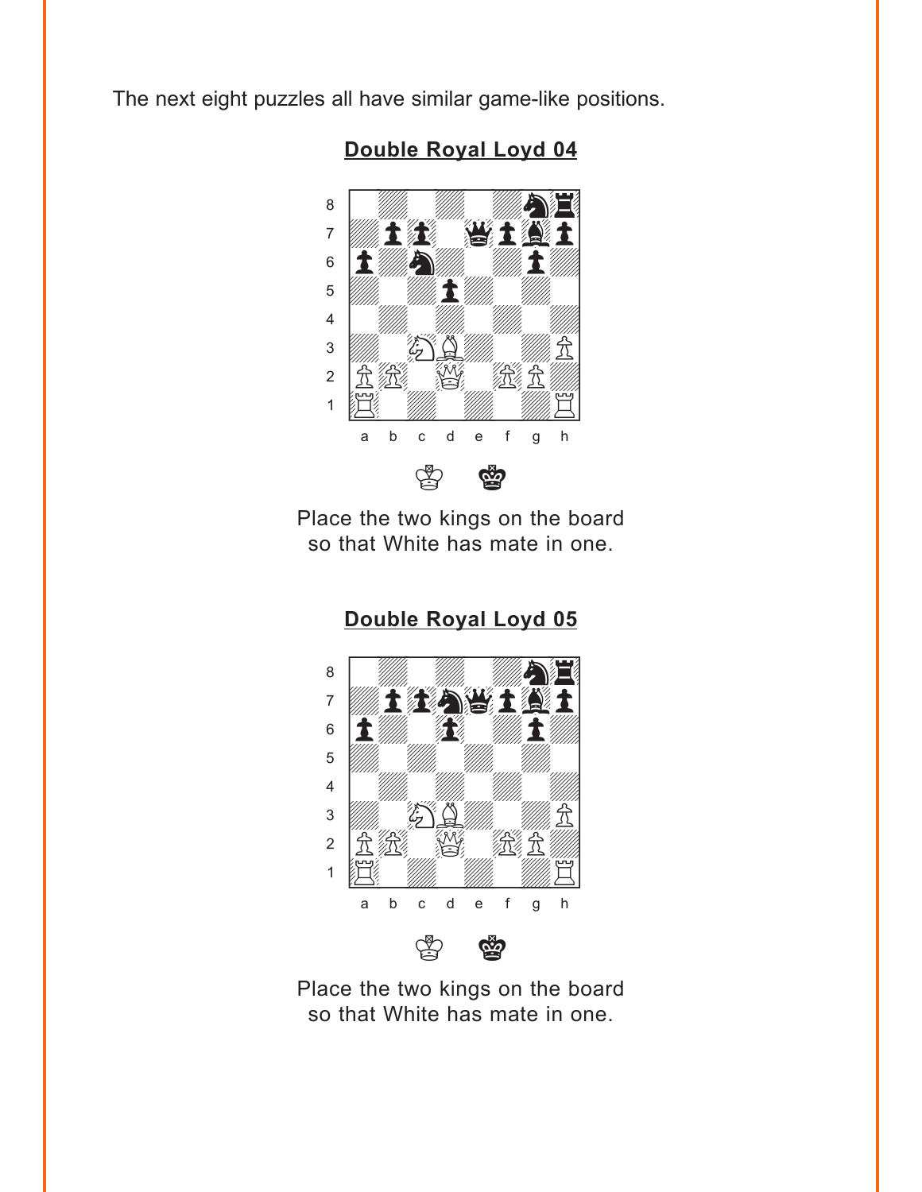The next eight puzzles all have similar game-like positions.

## Double Royal Loyd 04

Place the two kings on the board so that White has mate in one.

## Double Royal Loyd 05

Place the two kings on the board so that White has mate in one.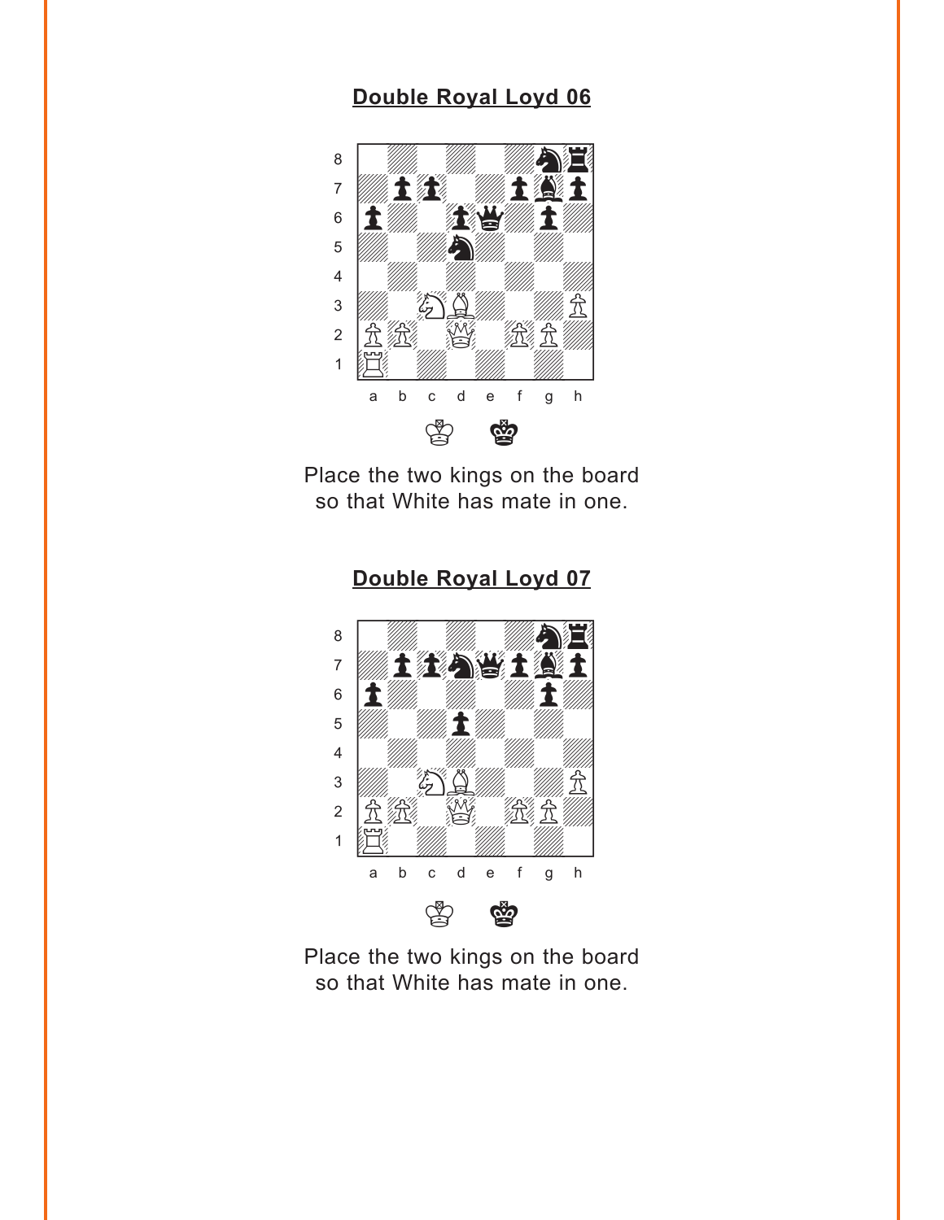## Double Royal Loyd 06

Place the two kings on the board so that White has mate in one.

## Double Royal Loyd 07

Place the two kings on the board so that White has mate in one.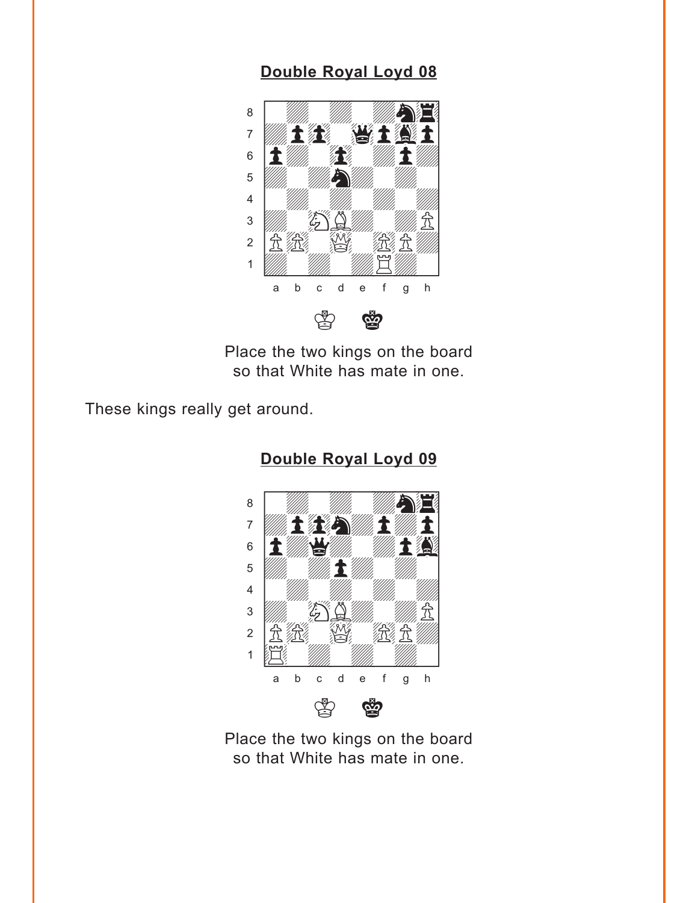## Double Royal Loyd 08

Place the two kings on the board so that White has mate in one.

These kings really get around.

## Double Royal Loyd 09

Place the two kings on the board so that White has mate in one.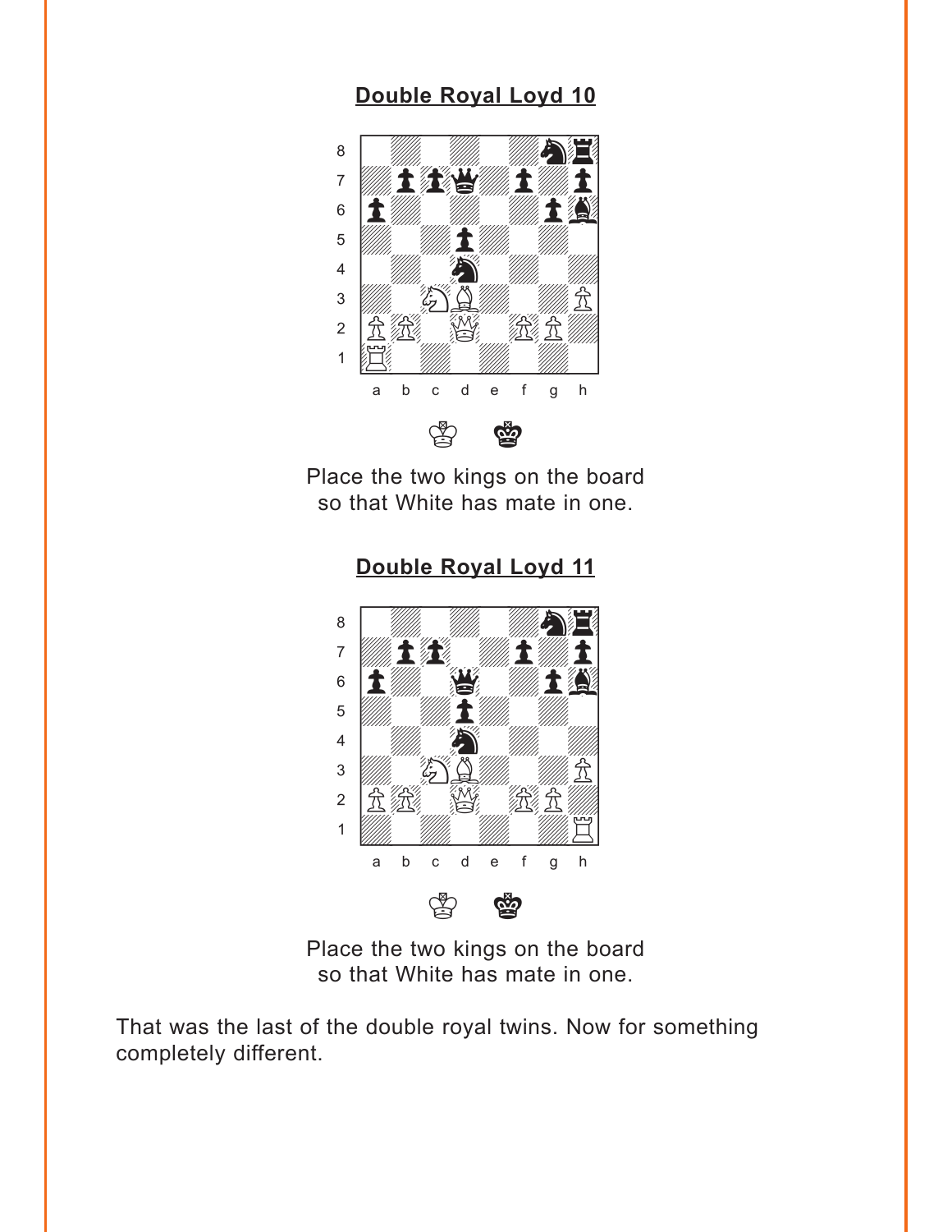## Double Royal Loyd 10

Place the two kings on the board so that White has mate in one.

## Double Royal Loyd 11

Place the two kings on the board so that White has mate in one.

That was the last of the double royal twins. Now for something completely different.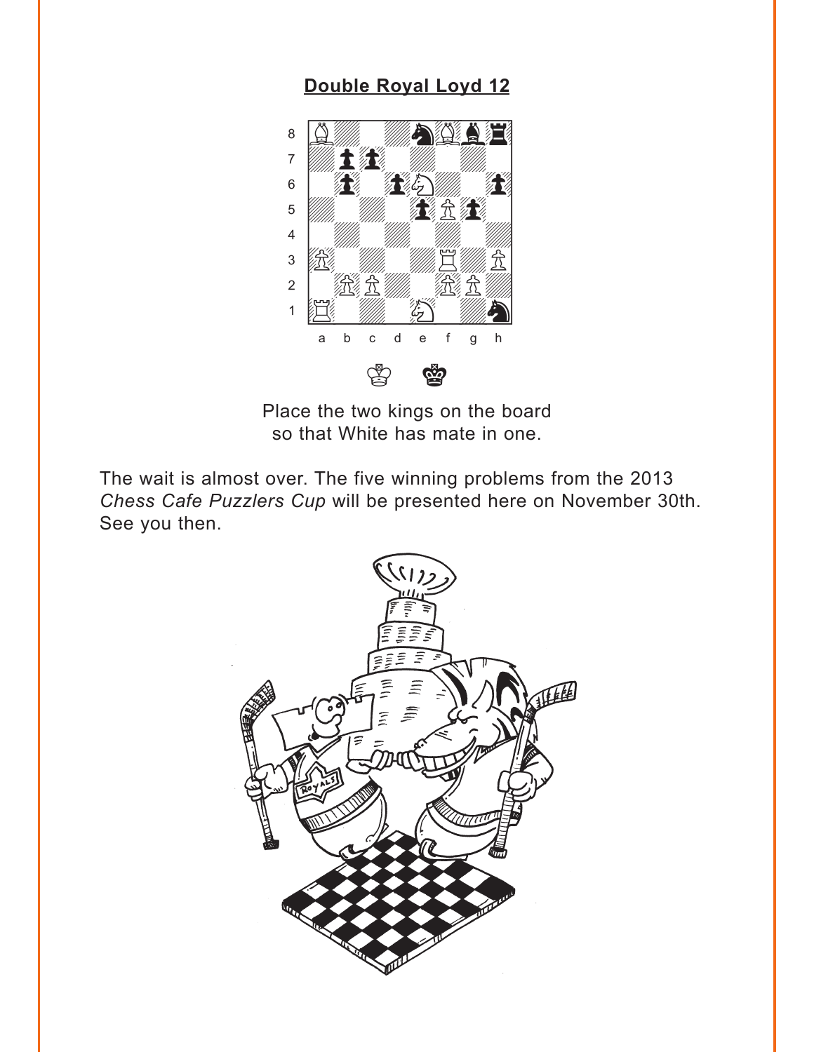## Double Royal Loyd 12

Place the two kings on the board so that White has mate in one.

The wait is almost over. The five winning problems from the 2013 *Chess Cafe Puzzlers Cup* will be presented here on November 30th. See you then.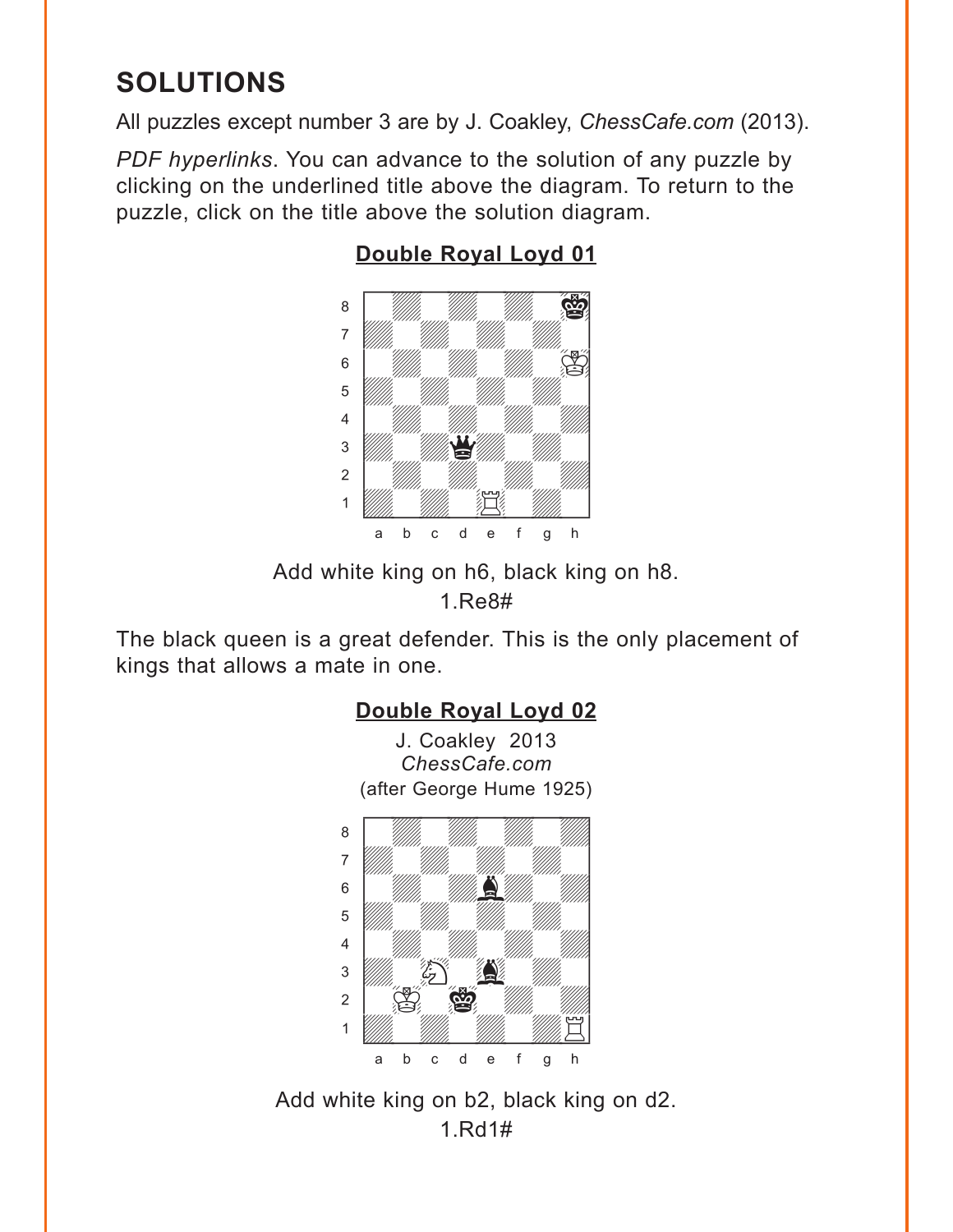# SOLUTIONS

All puzzles except number 3 are by J. Coakley, *ChessCafe.com* (2013).

*PDF hyperlinks*. You can advance to the solution of any puzzle by clicking on the underlined title above the diagram. To return to the puzzle, click on the title above the solution diagram.

## Double Royal Loyd 01

Add white king on h6, black king on h8.
1.Re8#

The black queen is a great defender. This is the only placement of kings that allows a mate in one.

## Double Royal Loyd 02

J. Coakley 2013
*ChessCafe.com*
(after George Hume 1925)

Add white king on b2, black king on d2.
1.Rd1#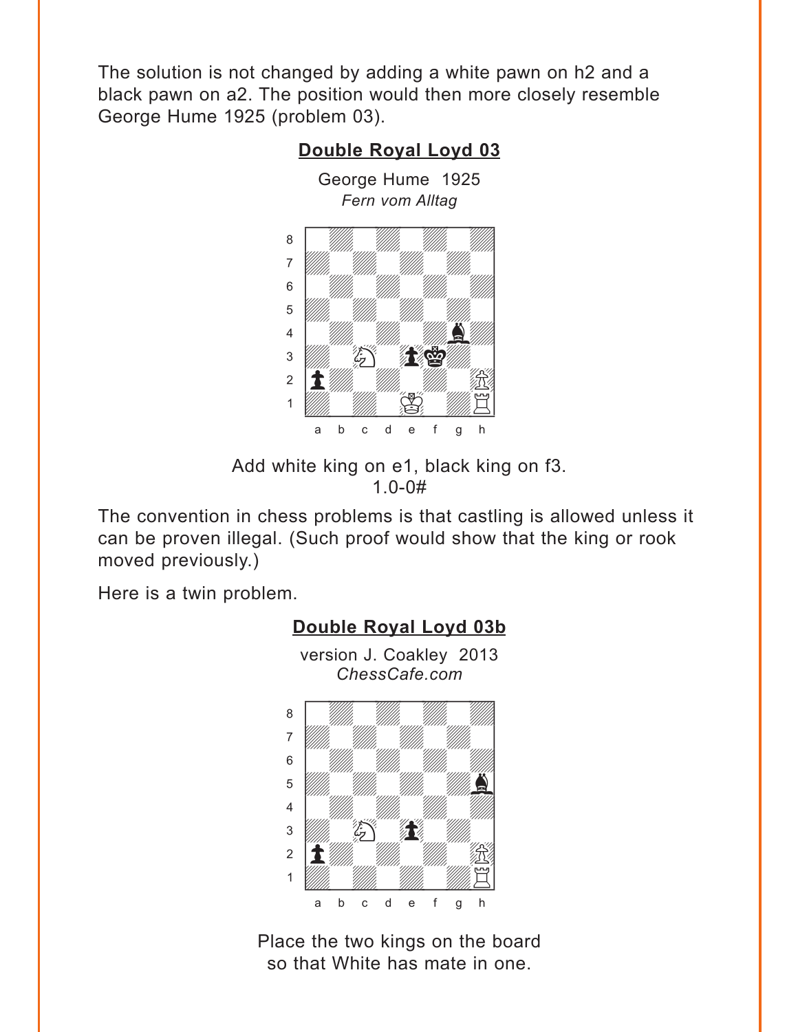The solution is not changed by adding a white pawn on h2 and a black pawn on a2. The position would then more closely resemble George Hume 1925 (problem 03).

## Double Royal Loyd 03

George Hume 1925
*Fern vom Alltag*

Add white king on e1, black king on f3.
1.0-0#

The convention in chess problems is that castling is allowed unless it can be proven illegal. (Such proof would show that the king or rook moved previously.)

Here is a twin problem.

## Double Royal Loyd 03b

version J. Coakley 2013
*ChessCafe.com*

Place the two kings on the board
so that White has mate in one.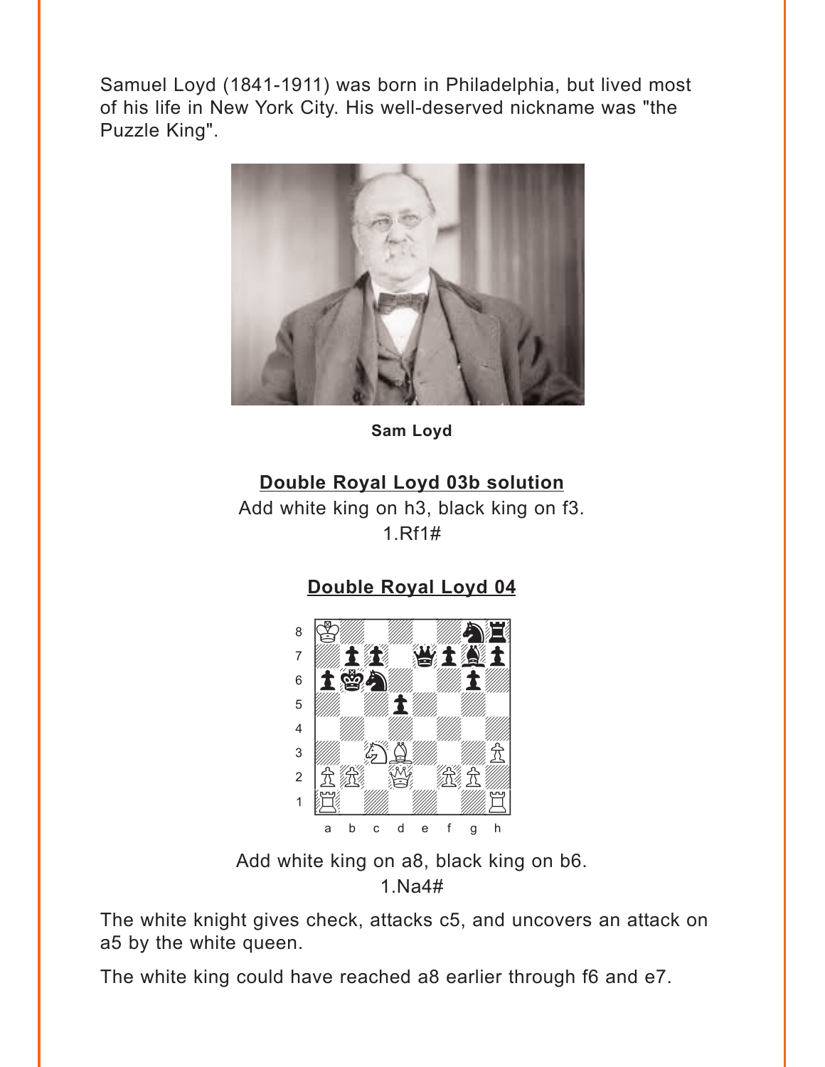Samuel Loyd (1841-1911) was born in Philadelphia, but lived most of his life in New York City. His well-deserved nickname was "the Puzzle King".

**Sam Loyd**

## Double Royal Loyd 03b solution

Add white king on h3, black king on f3.
1.Rf1#

## Double Royal Loyd 04

Add white king on a8, black king on b6.
1.Na4#

The white knight gives check, attacks c5, and uncovers an attack on a5 by the white queen.

The white king could have reached a8 earlier through f6 and e7.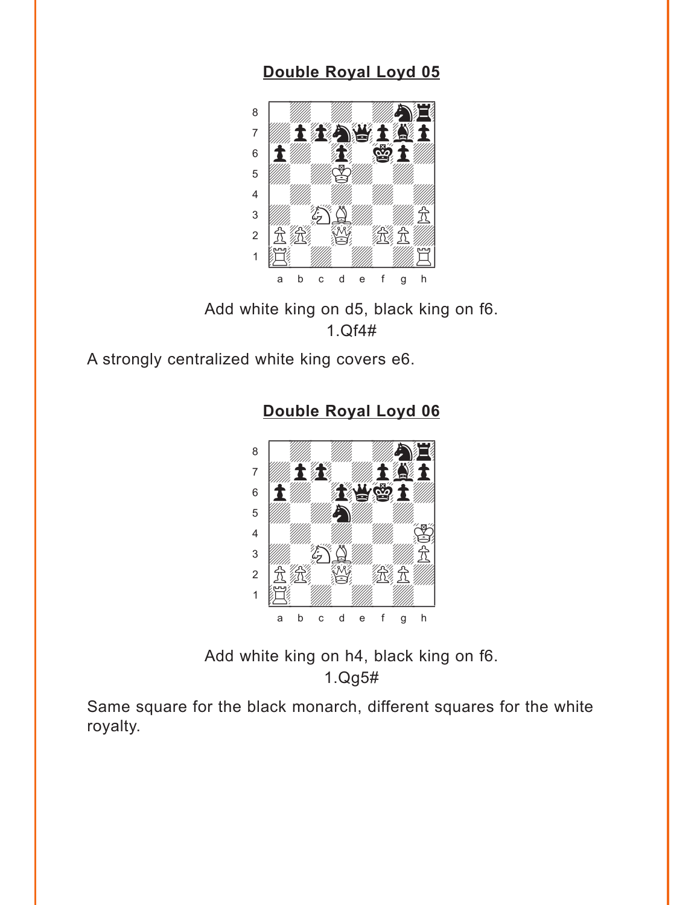## Double Royal Loyd 05

Add white king on d5, black king on f6.

1.Qf4#

A strongly centralized white king covers e6.

## Double Royal Loyd 06

Add white king on h4, black king on f6.

1.Qg5#

Same square for the black monarch, different squares for the white royalty.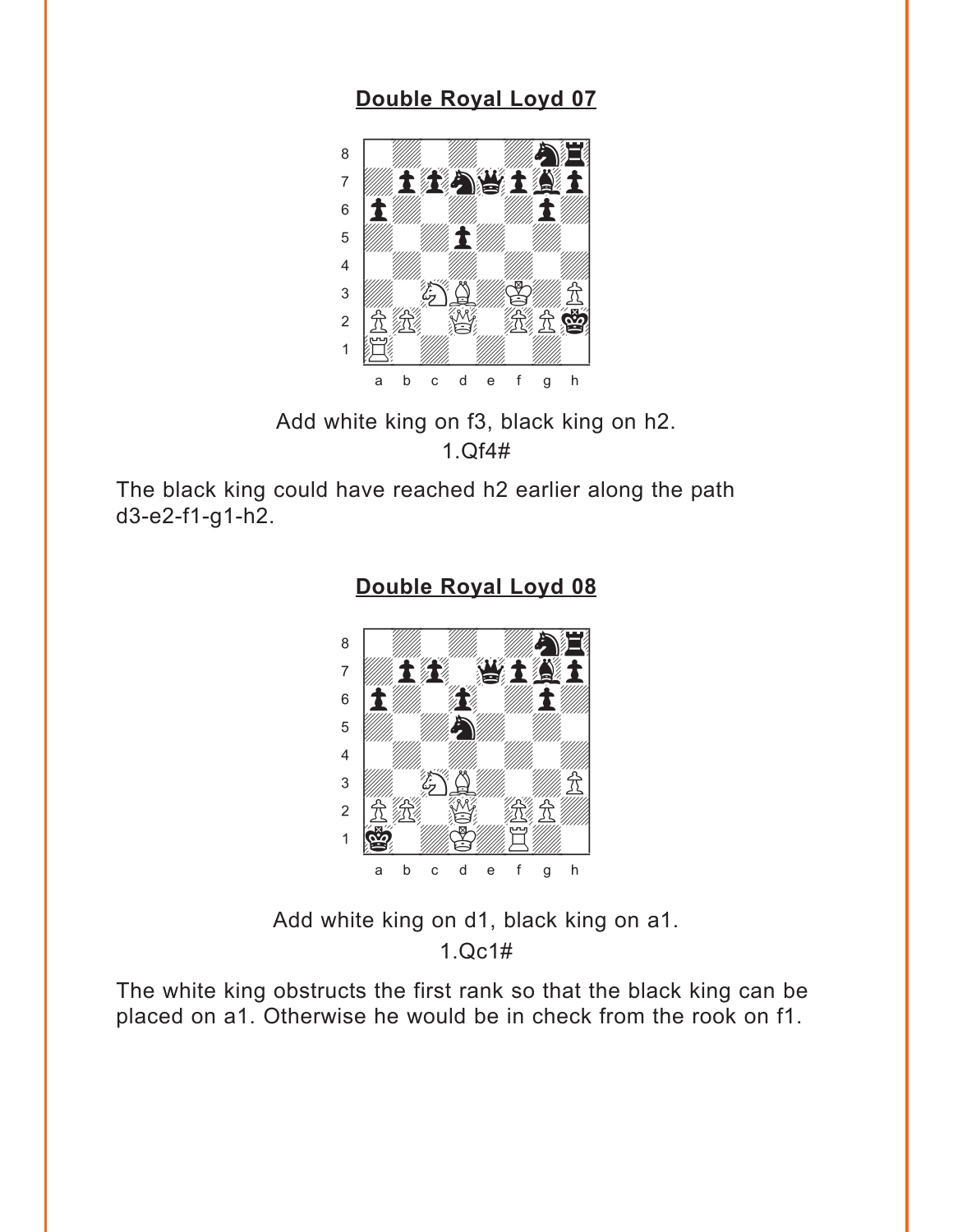## Double Royal Loyd 07

Add white king on f3, black king on h2.
1.Qf4#

The black king could have reached h2 earlier along the path d3-e2-f1-g1-h2.

## Double Royal Loyd 08

Add white king on d1, black king on a1.
1.Qc1#

The white king obstructs the first rank so that the black king can be placed on a1. Otherwise he would be in check from the rook on f1.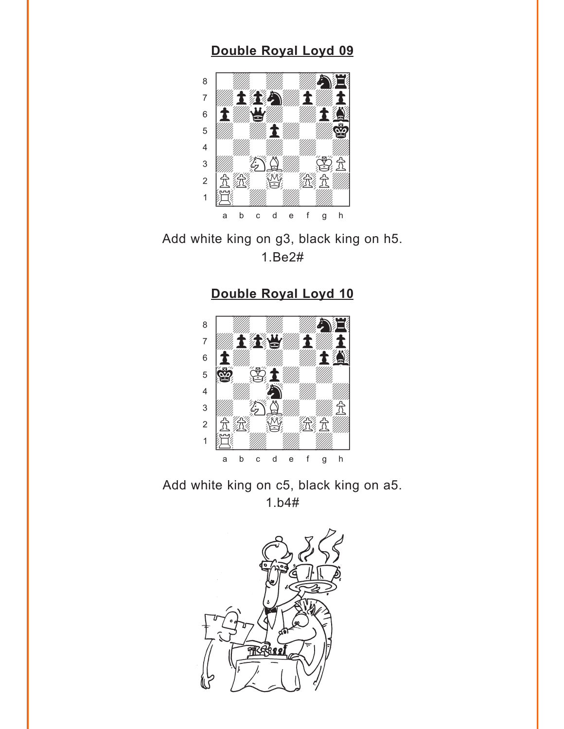## Double Royal Loyd 09

Add white king on g3, black king on h5.
1.Be2#

## Double Royal Loyd 10

Add white king on c5, black king on a5.
1.b4#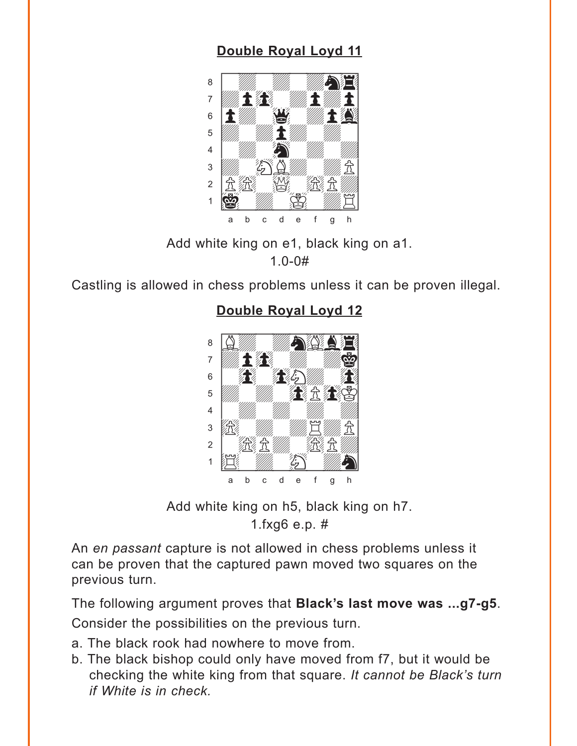## Double Royal Loyd 11

Add white king on e1, black king on a1.

1.0-0#

Castling is allowed in chess problems unless it can be proven illegal.

## Double Royal Loyd 12

Add white king on h5, black king on h7.

1.fxg6 e.p. #

An *en passant* capture is not allowed in chess problems unless it can be proven that the captured pawn moved two squares on the previous turn.

The following argument proves that **Black's last move was ...g7-g5**.

Consider the possibilities on the previous turn.

a. The black rook had nowhere to move from.

b. The black bishop could only have moved from f7, but it would be checking the white king from that square. *It cannot be Black's turn if White is in check.*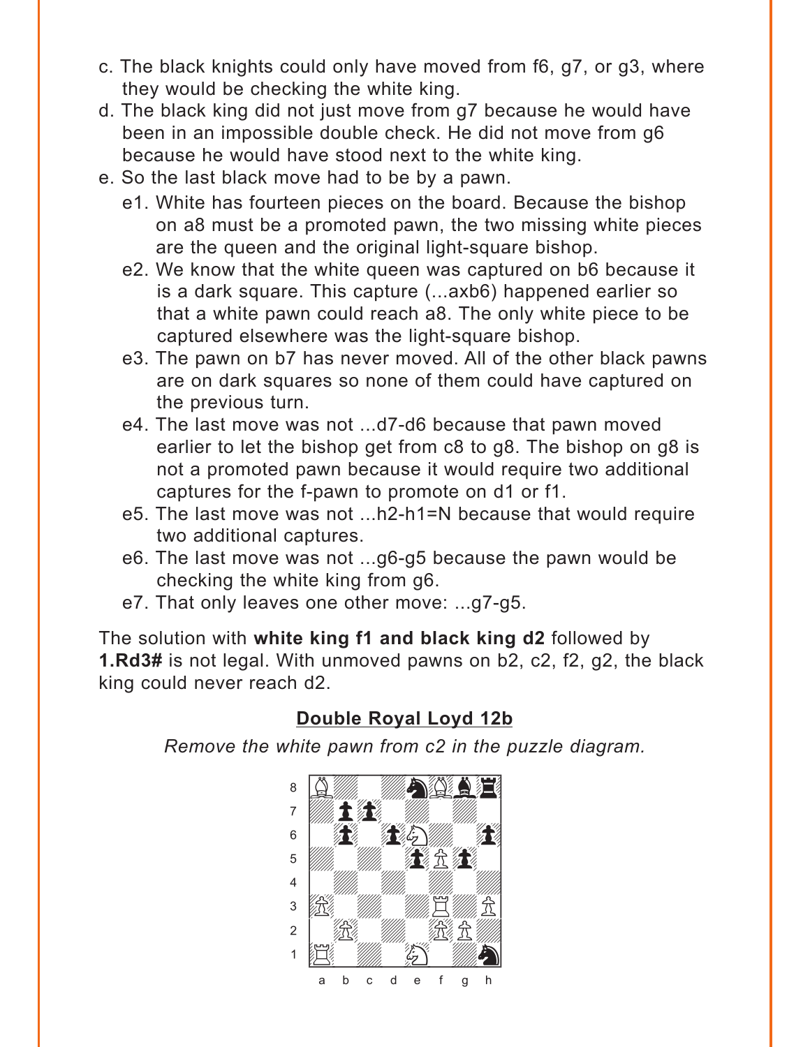c. The black knights could only have moved from f6, g7, or g3, where they would be checking the white king.

d. The black king did not just move from g7 because he would have been in an impossible double check. He did not move from g6 because he would have stood next to the white king.

e. So the last black move had to be by a pawn.

   e1. White has fourteen pieces on the board. Because the bishop on a8 must be a promoted pawn, the two missing white pieces are the queen and the original light-square bishop.

   e2. We know that the white queen was captured on b6 because it is a dark square. This capture (...axb6) happened earlier so that a white pawn could reach a8. The only white piece to be captured elsewhere was the light-square bishop.

   e3. The pawn on b7 has never moved. All of the other black pawns are on dark squares so none of them could have captured on the previous turn.

   e4. The last move was not ...d7-d6 because that pawn moved earlier to let the bishop get from c8 to g8. The bishop on g8 is not a promoted pawn because it would require two additional captures for the f-pawn to promote on d1 or f1.

   e5. The last move was not ...h2-h1=N because that would require two additional captures.

   e6. The last move was not ...g6-g5 because the pawn would be checking the white king from g6.

   e7. That only leaves one other move: ...g7-g5.

The solution with **white king f1 and black king d2** followed by **1.Rd3#** is not legal. With unmoved pawns on b2, c2, f2, g2, the black king could never reach d2.

## Double Royal Loyd 12b

*Remove the white pawn from c2 in the puzzle diagram.*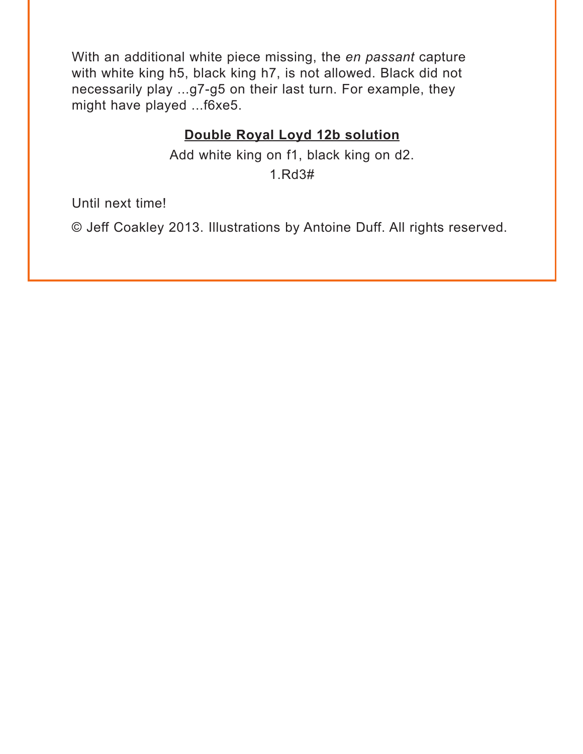With an additional white piece missing, the *en passant* capture with white king h5, black king h7, is not allowed. Black did not necessarily play ...g7-g5 on their last turn. For example, they might have played ...f6xe5.

**Double Royal Loyd 12b solution**

Add white king on f1, black king on d2.

1.Rd3#

Until next time!

© Jeff Coakley 2013. Illustrations by Antoine Duff. All rights reserved.